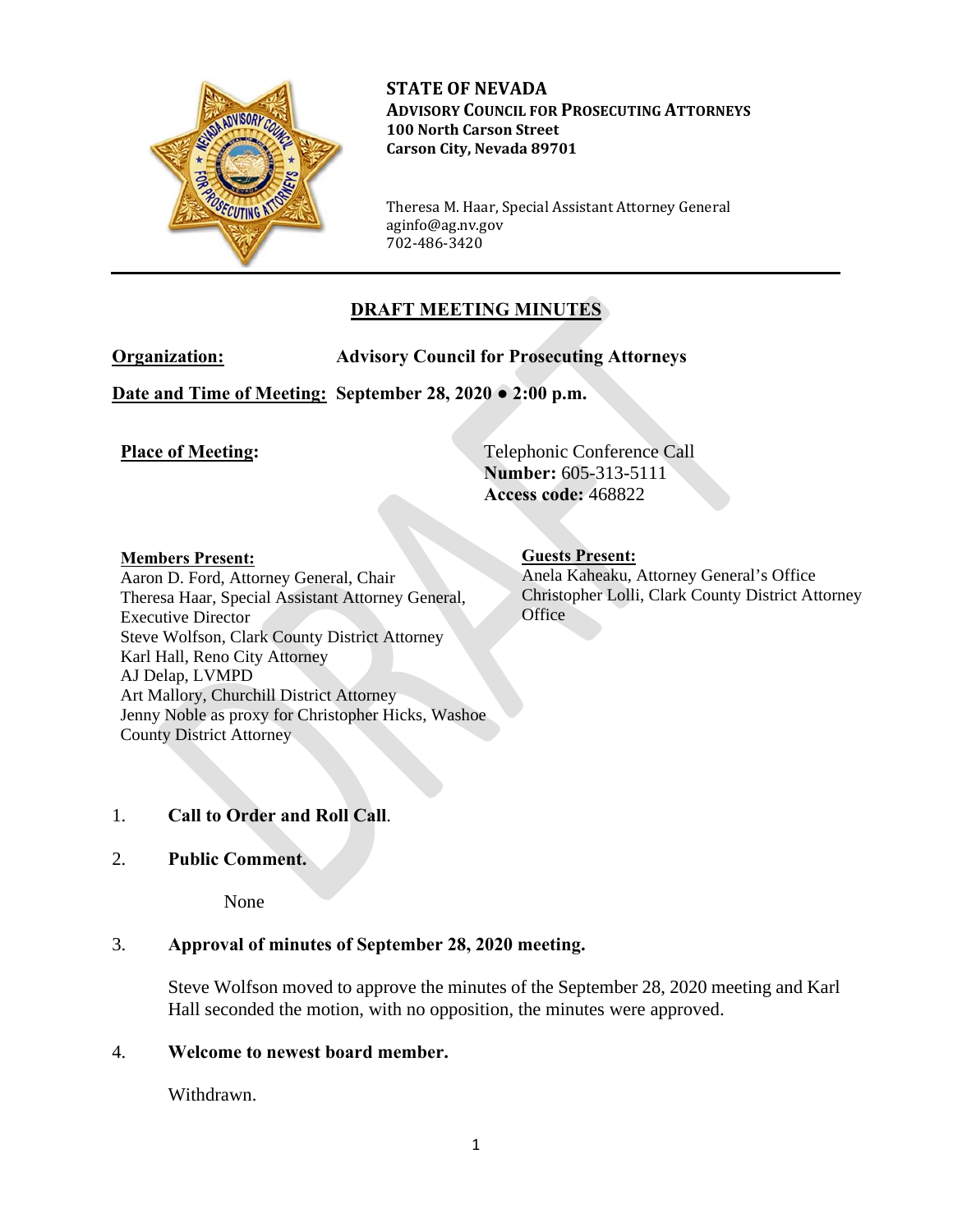**STATE OF NEVADA**
**ADVISORY COUNCIL FOR PROSECUTING ATTORNEYS**
**100 North Carson Street**
**Carson City, Nevada 89701**

Theresa M. Haar, Special Assistant Attorney General
aginfo@ag.nv.gov
702-486-3420

---

## DRAFT MEETING MINUTES

**Organization:** **Advisory Council for Prosecuting Attorneys**

**Date and Time of Meeting:** **September 28, 2020 ● 2:00 p.m.**

**Place of Meeting:** Telephonic Conference Call
**Number:** 605-313-5111
**Access code:** 468822

**Members Present:**
Aaron D. Ford, Attorney General, Chair
Theresa Haar, Special Assistant Attorney General, Executive Director
Steve Wolfson, Clark County District Attorney
Karl Hall, Reno City Attorney
AJ Delap, LVMPD
Art Mallory, Churchill District Attorney
Jenny Noble as proxy for Christopher Hicks, Washoe County District Attorney

**Guests Present:**
Anela Kaheaku, Attorney General's Office
Christopher Lolli, Clark County District Attorney Office

1. **Call to Order and Roll Call**.

2. **Public Comment.**

   None

3. **Approval of minutes of September 28, 2020 meeting.**

   Steve Wolfson moved to approve the minutes of the September 28, 2020 meeting and Karl Hall seconded the motion, with no opposition, the minutes were approved.

4. **Welcome to newest board member.**

   Withdrawn.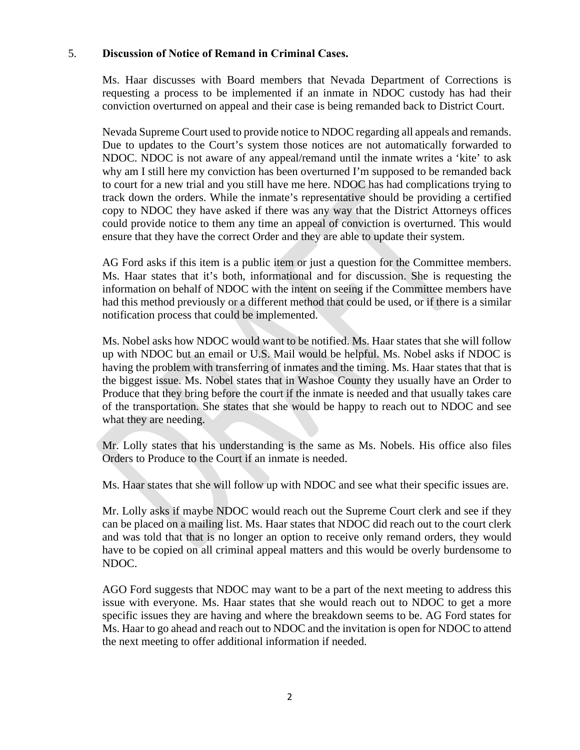5. **Discussion of Notice of Remand in Criminal Cases.**

Ms. Haar discusses with Board members that Nevada Department of Corrections is requesting a process to be implemented if an inmate in NDOC custody has had their conviction overturned on appeal and their case is being remanded back to District Court.

Nevada Supreme Court used to provide notice to NDOC regarding all appeals and remands. Due to updates to the Court's system those notices are not automatically forwarded to NDOC. NDOC is not aware of any appeal/remand until the inmate writes a 'kite' to ask why am I still here my conviction has been overturned I'm supposed to be remanded back to court for a new trial and you still have me here. NDOC has had complications trying to track down the orders. While the inmate's representative should be providing a certified copy to NDOC they have asked if there was any way that the District Attorneys offices could provide notice to them any time an appeal of conviction is overturned. This would ensure that they have the correct Order and they are able to update their system.

AG Ford asks if this item is a public item or just a question for the Committee members. Ms. Haar states that it's both, informational and for discussion. She is requesting the information on behalf of NDOC with the intent on seeing if the Committee members have had this method previously or a different method that could be used, or if there is a similar notification process that could be implemented.

Ms. Nobel asks how NDOC would want to be notified. Ms. Haar states that she will follow up with NDOC but an email or U.S. Mail would be helpful. Ms. Nobel asks if NDOC is having the problem with transferring of inmates and the timing. Ms. Haar states that that is the biggest issue. Ms. Nobel states that in Washoe County they usually have an Order to Produce that they bring before the court if the inmate is needed and that usually takes care of the transportation. She states that she would be happy to reach out to NDOC and see what they are needing.

Mr. Lolly states that his understanding is the same as Ms. Nobels. His office also files Orders to Produce to the Court if an inmate is needed.

Ms. Haar states that she will follow up with NDOC and see what their specific issues are.

Mr. Lolly asks if maybe NDOC would reach out the Supreme Court clerk and see if they can be placed on a mailing list. Ms. Haar states that NDOC did reach out to the court clerk and was told that that is no longer an option to receive only remand orders, they would have to be copied on all criminal appeal matters and this would be overly burdensome to NDOC.

AGO Ford suggests that NDOC may want to be a part of the next meeting to address this issue with everyone. Ms. Haar states that she would reach out to NDOC to get a more specific issues they are having and where the breakdown seems to be. AG Ford states for Ms. Haar to go ahead and reach out to NDOC and the invitation is open for NDOC to attend the next meeting to offer additional information if needed.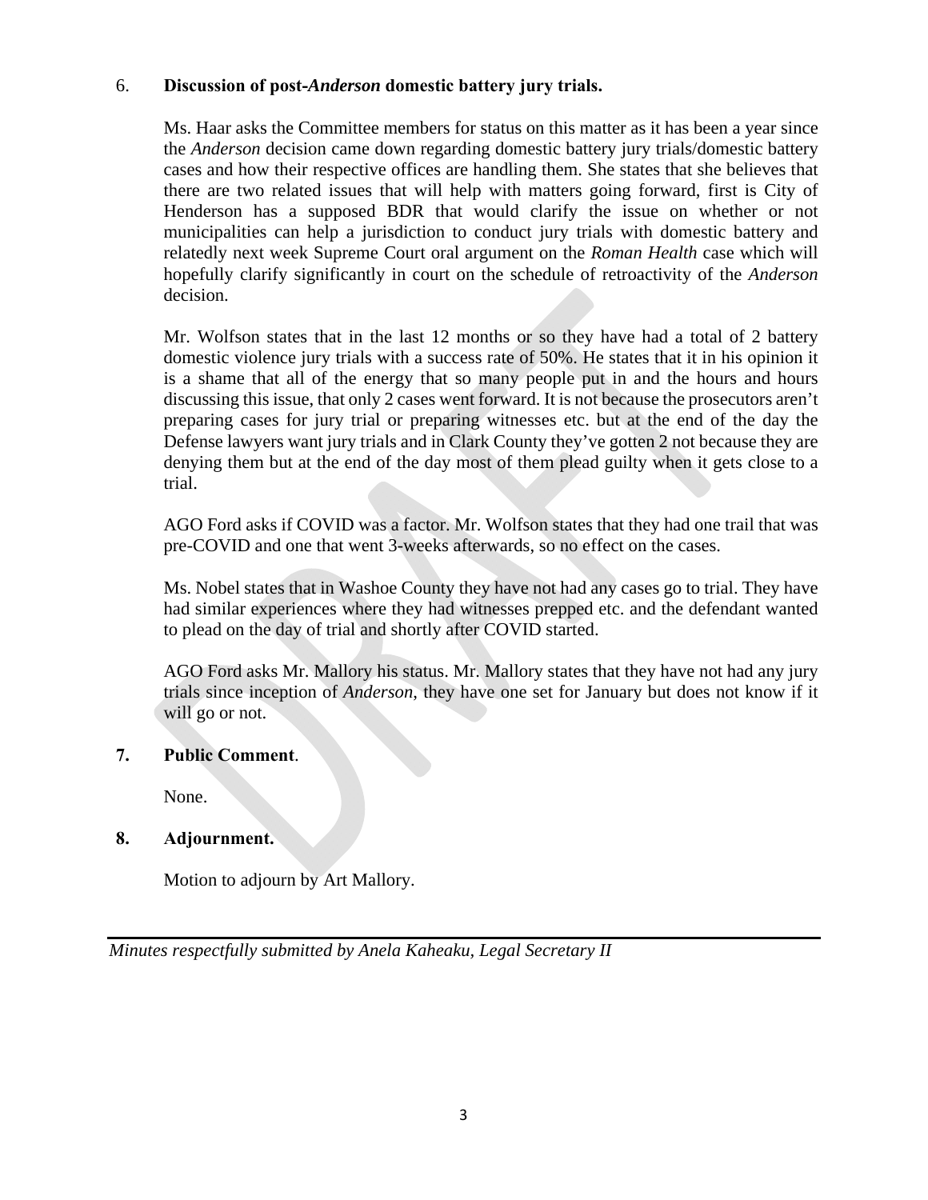6. **Discussion of post-*Anderson* domestic battery jury trials.**

Ms. Haar asks the Committee members for status on this matter as it has been a year since the *Anderson* decision came down regarding domestic battery jury trials/domestic battery cases and how their respective offices are handling them. She states that she believes that there are two related issues that will help with matters going forward, first is City of Henderson has a supposed BDR that would clarify the issue on whether or not municipalities can help a jurisdiction to conduct jury trials with domestic battery and relatedly next week Supreme Court oral argument on the *Roman Health* case which will hopefully clarify significantly in court on the schedule of retroactivity of the *Anderson* decision.

Mr. Wolfson states that in the last 12 months or so they have had a total of 2 battery domestic violence jury trials with a success rate of 50%. He states that it in his opinion it is a shame that all of the energy that so many people put in and the hours and hours discussing this issue, that only 2 cases went forward. It is not because the prosecutors aren't preparing cases for jury trial or preparing witnesses etc. but at the end of the day the Defense lawyers want jury trials and in Clark County they've gotten 2 not because they are denying them but at the end of the day most of them plead guilty when it gets close to a trial.

AGO Ford asks if COVID was a factor. Mr. Wolfson states that they had one trail that was pre-COVID and one that went 3-weeks afterwards, so no effect on the cases.

Ms. Nobel states that in Washoe County they have not had any cases go to trial. They have had similar experiences where they had witnesses prepped etc. and the defendant wanted to plead on the day of trial and shortly after COVID started.

AGO Ford asks Mr. Mallory his status. Mr. Mallory states that they have not had any jury trials since inception of *Anderson*, they have one set for January but does not know if it will go or not.

7. **Public Comment**.

None.

8. **Adjournment.**

Motion to adjourn by Art Mallory.

---

*Minutes respectfully submitted by Anela Kaheaku, Legal Secretary II*